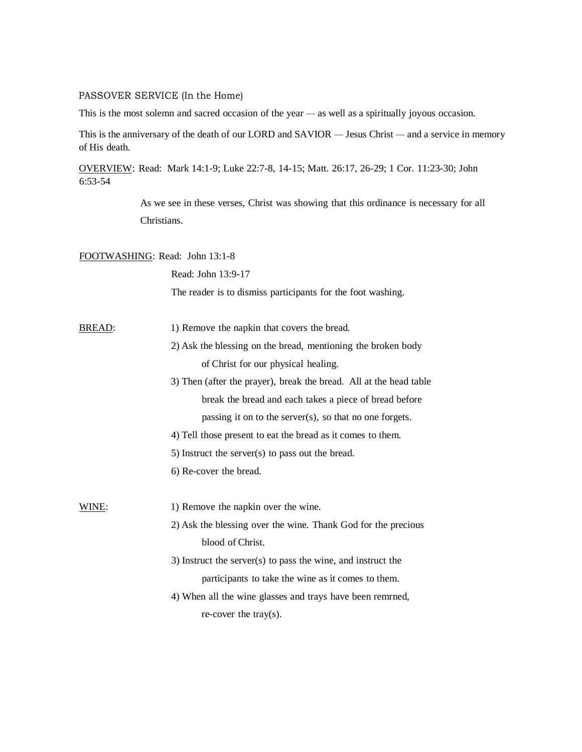PASSOVER SERVICE (In the Home)

This is the most solemn and sacred occasion of the year — as well as a spiritually joyous occasion.

This is the anniversary of the death of our LORD and SAVIOR — Jesus Christ — and a service in memory of His death.

OVERVIEW: Read: Mark 14:1-9; Luke 22:7-8, 14-15; Matt. 26:17, 26-29; 1 Cor. 11:23-30; John 6:53-54

As we see in these verses, Christ was showing that this ordinance is necessary for all Christians.

FOOTWASHING: Read: John 13:1-8

Read: John 13:9-17

The reader is to dismiss participants for the foot washing.

BREAD:

1) Remove the napkin that covers the bread.
2) Ask the blessing on the bread, mentioning the broken body of Christ for our physical healing.
3) Then (after the prayer), break the bread. All at the head table break the bread and each takes a piece of bread before passing it on to the server(s), so that no one forgets.
4) Tell those present to eat the bread as it comes to them.
5) Instruct the server(s) to pass out the bread.
6) Re-cover the bread.

WINE:

1) Remove the napkin over the wine.
2) Ask the blessing over the wine. Thank God for the precious blood of Christ.
3) Instruct the server(s) to pass the wine, and instruct the participants to take the wine as it comes to them.
4) When all the wine glasses and trays have been remrned, re-cover the tray(s).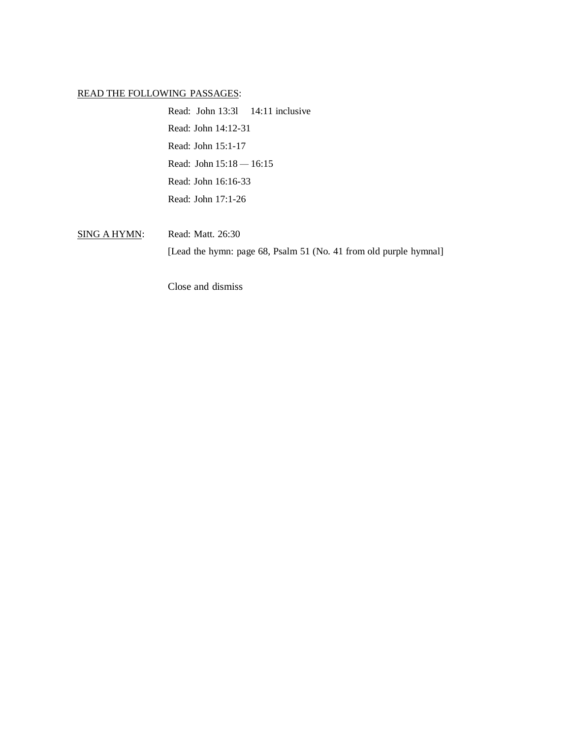<u>READ THE FOLLOWING PASSAGES</u>:

Read: John 13:3l 14:11 inclusive

Read: John 14:12-31

Read: John 15:1-17

Read: John 15:18 — 16:15

Read: John 16:16-33

Read: John 17:1-26

<u>SING A HYMN</u>: Read: Matt. 26:30

[Lead the hymn: page 68, Psalm 51 (No. 41 from old purple hymnal]

Close and dismiss